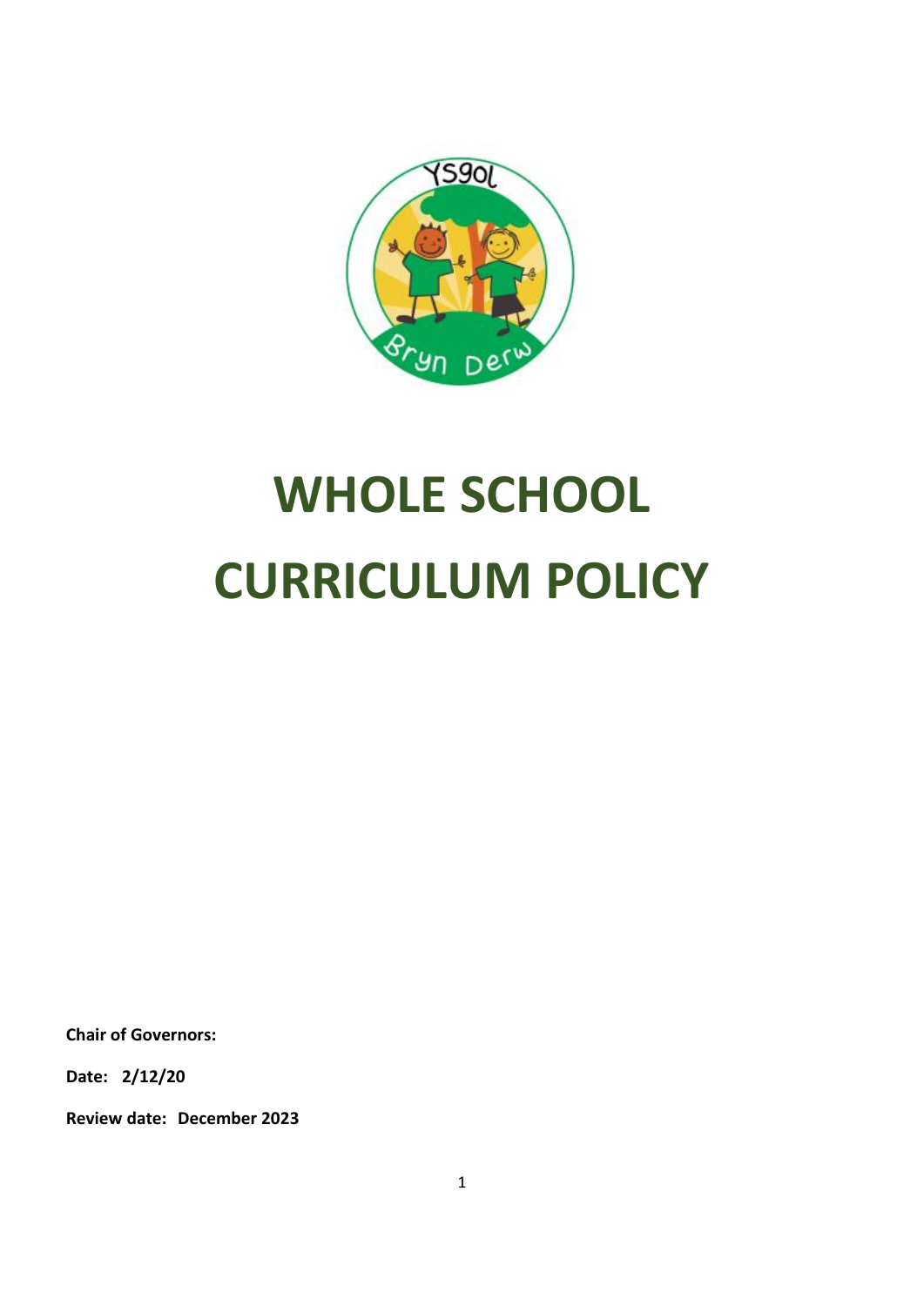# WHOLE SCHOOL CURRICULUM POLICY

**Chair of Governors:**

**Date: 2/12/20**

**Review date: December 2023**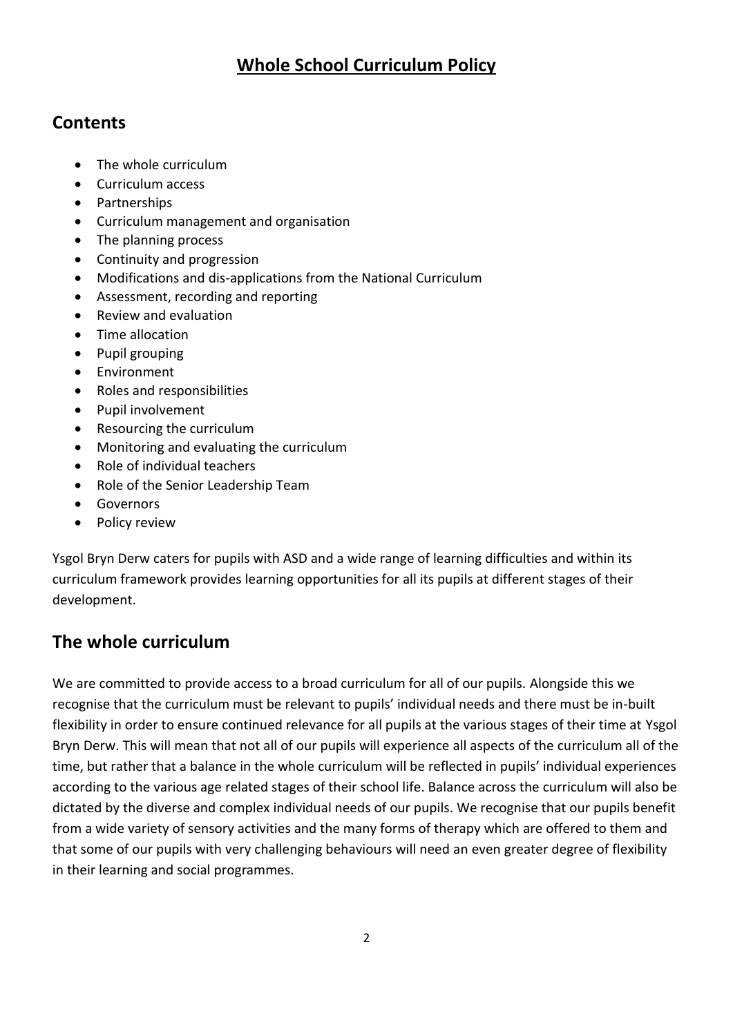# Whole School Curriculum Policy

## Contents

- The whole curriculum
- Curriculum access
- Partnerships
- Curriculum management and organisation
- The planning process
- Continuity and progression
- Modifications and dis-applications from the National Curriculum
- Assessment, recording and reporting
- Review and evaluation
- Time allocation
- Pupil grouping
- Environment
- Roles and responsibilities
- Pupil involvement
- Resourcing the curriculum
- Monitoring and evaluating the curriculum
- Role of individual teachers
- Role of the Senior Leadership Team
- Governors
- Policy review

Ysgol Bryn Derw caters for pupils with ASD and a wide range of learning difficulties and within its curriculum framework provides learning opportunities for all its pupils at different stages of their development.

## The whole curriculum

We are committed to provide access to a broad curriculum for all of our pupils. Alongside this we recognise that the curriculum must be relevant to pupils' individual needs and there must be in-built flexibility in order to ensure continued relevance for all pupils at the various stages of their time at Ysgol Bryn Derw. This will mean that not all of our pupils will experience all aspects of the curriculum all of the time, but rather that a balance in the whole curriculum will be reflected in pupils' individual experiences according to the various age related stages of their school life. Balance across the curriculum will also be dictated by the diverse and complex individual needs of our pupils. We recognise that our pupils benefit from a wide variety of sensory activities and the many forms of therapy which are offered to them and that some of our pupils with very challenging behaviours will need an even greater degree of flexibility in their learning and social programmes.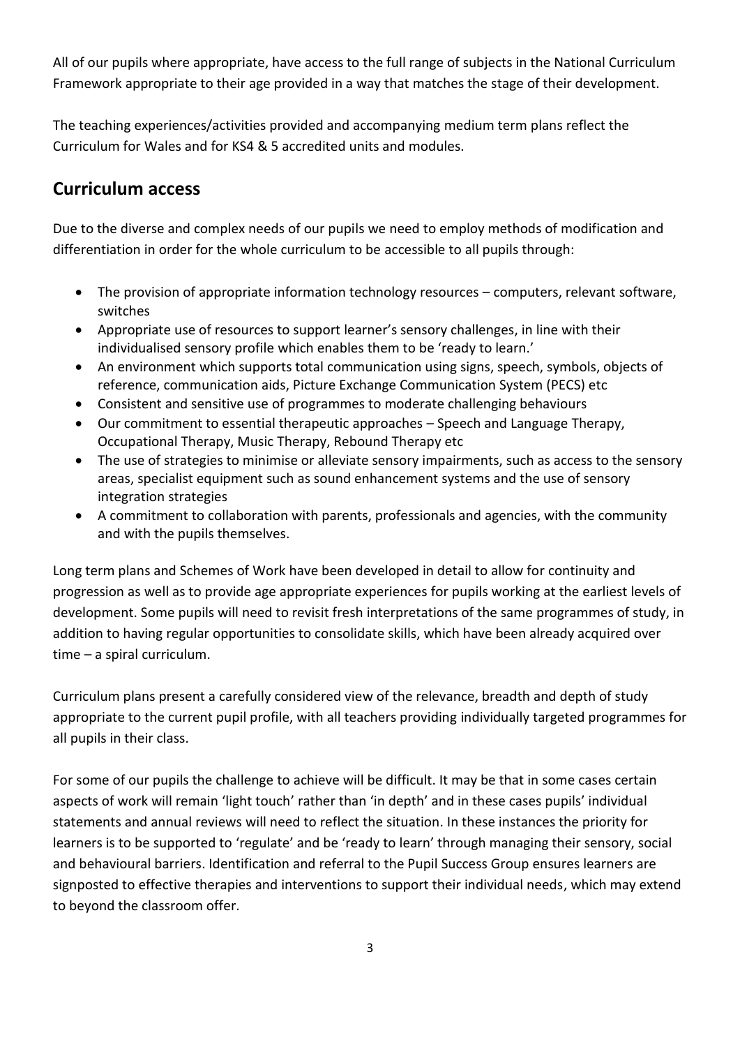All of our pupils where appropriate, have access to the full range of subjects in the National Curriculum Framework appropriate to their age provided in a way that matches the stage of their development.

The teaching experiences/activities provided and accompanying medium term plans reflect the Curriculum for Wales and for KS4 & 5 accredited units and modules.

## Curriculum access

Due to the diverse and complex needs of our pupils we need to employ methods of modification and differentiation in order for the whole curriculum to be accessible to all pupils through:

- The provision of appropriate information technology resources – computers, relevant software, switches
- Appropriate use of resources to support learner's sensory challenges, in line with their individualised sensory profile which enables them to be 'ready to learn.'
- An environment which supports total communication using signs, speech, symbols, objects of reference, communication aids, Picture Exchange Communication System (PECS) etc
- Consistent and sensitive use of programmes to moderate challenging behaviours
- Our commitment to essential therapeutic approaches – Speech and Language Therapy, Occupational Therapy, Music Therapy, Rebound Therapy etc
- The use of strategies to minimise or alleviate sensory impairments, such as access to the sensory areas, specialist equipment such as sound enhancement systems and the use of sensory integration strategies
- A commitment to collaboration with parents, professionals and agencies, with the community and with the pupils themselves.

Long term plans and Schemes of Work have been developed in detail to allow for continuity and progression as well as to provide age appropriate experiences for pupils working at the earliest levels of development. Some pupils will need to revisit fresh interpretations of the same programmes of study, in addition to having regular opportunities to consolidate skills, which have been already acquired over time – a spiral curriculum.

Curriculum plans present a carefully considered view of the relevance, breadth and depth of study appropriate to the current pupil profile, with all teachers providing individually targeted programmes for all pupils in their class.

For some of our pupils the challenge to achieve will be difficult. It may be that in some cases certain aspects of work will remain 'light touch' rather than 'in depth' and in these cases pupils' individual statements and annual reviews will need to reflect the situation. In these instances the priority for learners is to be supported to 'regulate' and be 'ready to learn' through managing their sensory, social and behavioural barriers. Identification and referral to the Pupil Success Group ensures learners are signposted to effective therapies and interventions to support their individual needs, which may extend to beyond the classroom offer.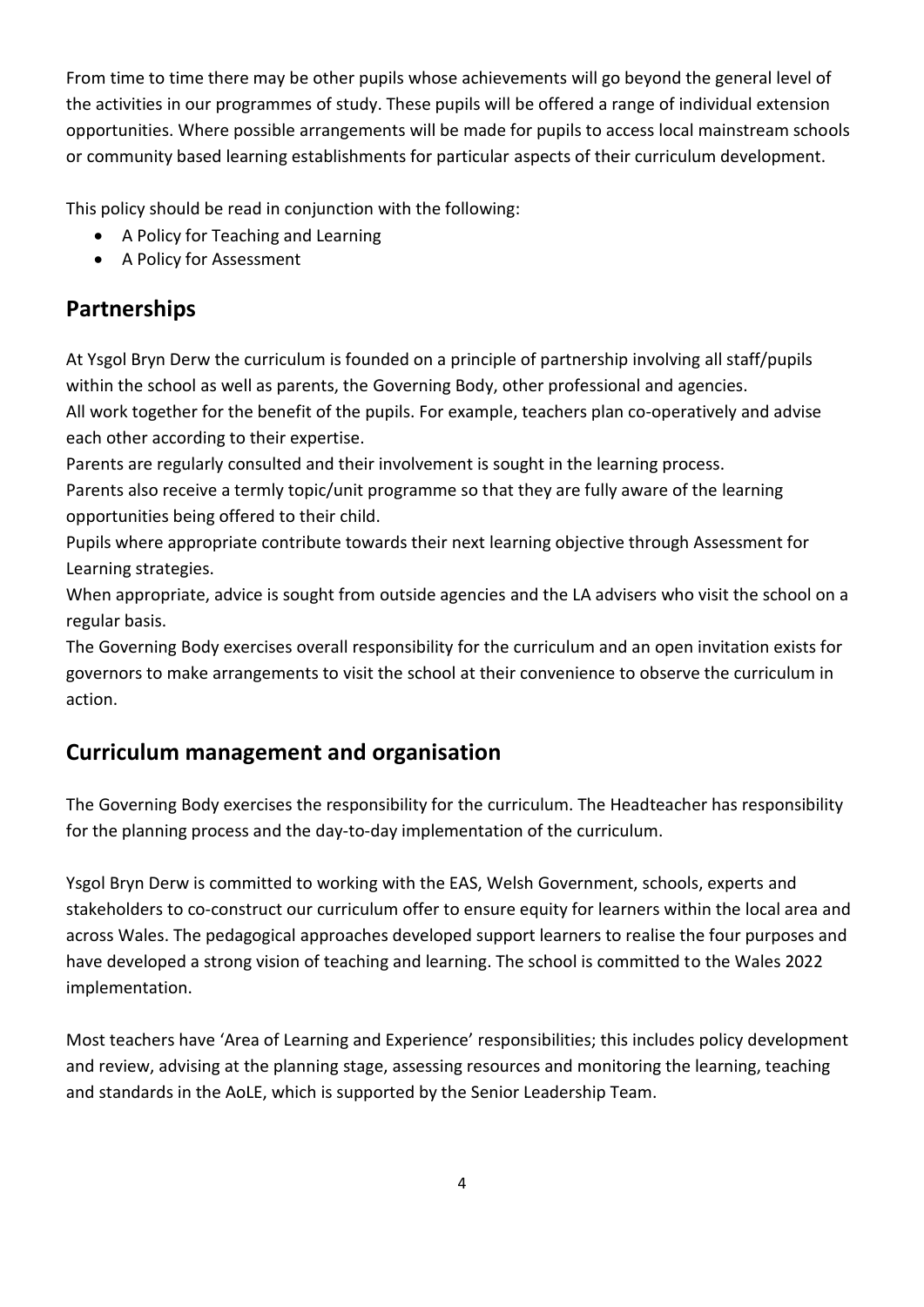From time to time there may be other pupils whose achievements will go beyond the general level of the activities in our programmes of study. These pupils will be offered a range of individual extension opportunities. Where possible arrangements will be made for pupils to access local mainstream schools or community based learning establishments for particular aspects of their curriculum development.

This policy should be read in conjunction with the following:

- A Policy for Teaching and Learning
- A Policy for Assessment

## Partnerships

At Ysgol Bryn Derw the curriculum is founded on a principle of partnership involving all staff/pupils within the school as well as parents, the Governing Body, other professional and agencies.
All work together for the benefit of the pupils. For example, teachers plan co-operatively and advise each other according to their expertise.
Parents are regularly consulted and their involvement is sought in the learning process.
Parents also receive a termly topic/unit programme so that they are fully aware of the learning opportunities being offered to their child.
Pupils where appropriate contribute towards their next learning objective through Assessment for Learning strategies.
When appropriate, advice is sought from outside agencies and the LA advisers who visit the school on a regular basis.
The Governing Body exercises overall responsibility for the curriculum and an open invitation exists for governors to make arrangements to visit the school at their convenience to observe the curriculum in action.

## Curriculum management and organisation

The Governing Body exercises the responsibility for the curriculum. The Headteacher has responsibility for the planning process and the day-to-day implementation of the curriculum.

Ysgol Bryn Derw is committed to working with the EAS, Welsh Government, schools, experts and stakeholders to co-construct our curriculum offer to ensure equity for learners within the local area and across Wales. The pedagogical approaches developed support learners to realise the four purposes and have developed a strong vision of teaching and learning. The school is committed to the Wales 2022 implementation.

Most teachers have 'Area of Learning and Experience' responsibilities; this includes policy development and review, advising at the planning stage, assessing resources and monitoring the learning, teaching and standards in the AoLE, which is supported by the Senior Leadership Team.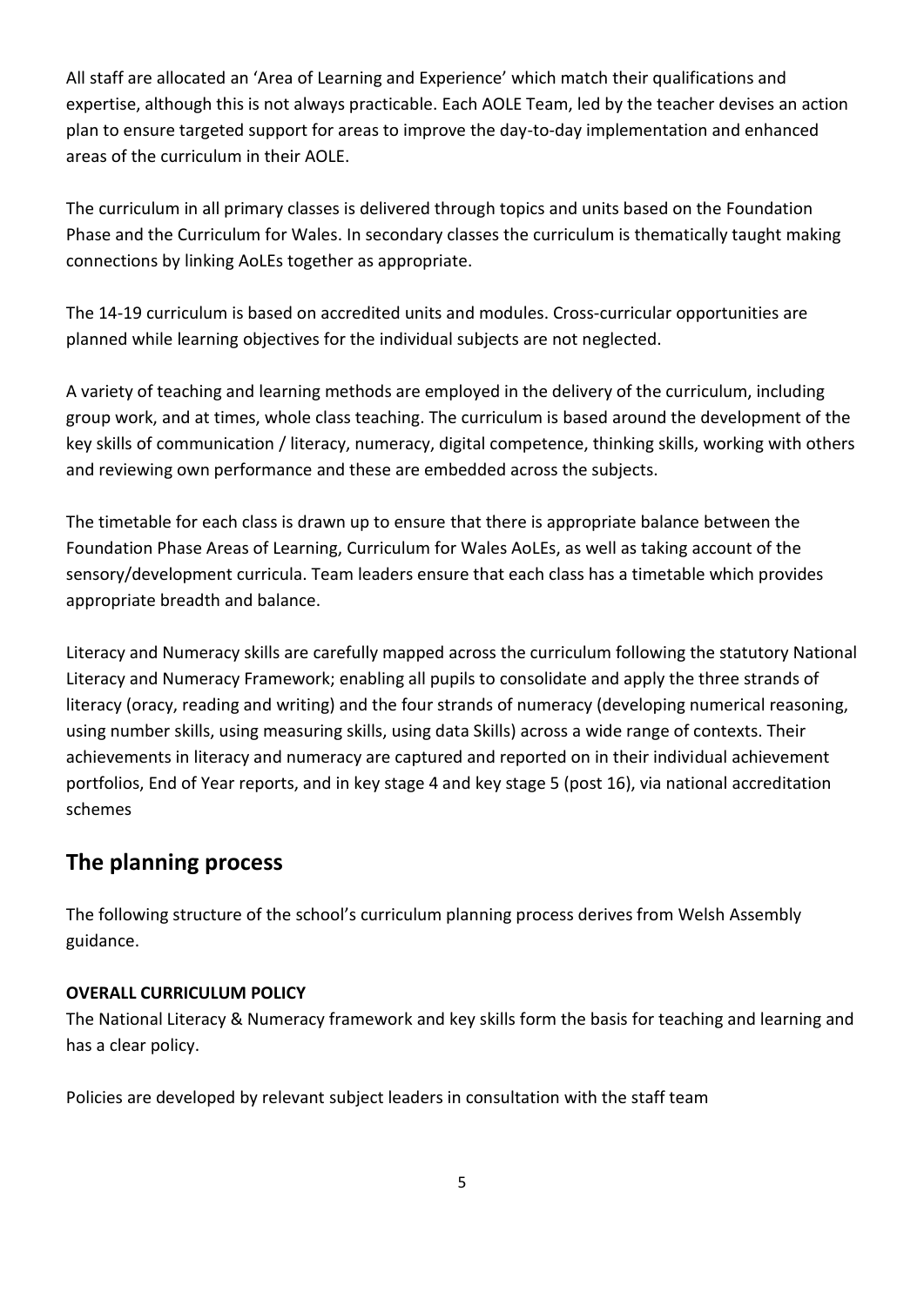All staff are allocated an 'Area of Learning and Experience' which match their qualifications and expertise, although this is not always practicable. Each AOLE Team, led by the teacher devises an action plan to ensure targeted support for areas to improve the day-to-day implementation and enhanced areas of the curriculum in their AOLE.

The curriculum in all primary classes is delivered through topics and units based on the Foundation Phase and the Curriculum for Wales. In secondary classes the curriculum is thematically taught making connections by linking AoLEs together as appropriate.

The 14-19 curriculum is based on accredited units and modules. Cross-curricular opportunities are planned while learning objectives for the individual subjects are not neglected.

A variety of teaching and learning methods are employed in the delivery of the curriculum, including group work, and at times, whole class teaching. The curriculum is based around the development of the key skills of communication / literacy, numeracy, digital competence, thinking skills, working with others and reviewing own performance and these are embedded across the subjects.

The timetable for each class is drawn up to ensure that there is appropriate balance between the Foundation Phase Areas of Learning, Curriculum for Wales AoLEs, as well as taking account of the sensory/development curricula. Team leaders ensure that each class has a timetable which provides appropriate breadth and balance.

Literacy and Numeracy skills are carefully mapped across the curriculum following the statutory National Literacy and Numeracy Framework; enabling all pupils to consolidate and apply the three strands of literacy (oracy, reading and writing) and the four strands of numeracy (developing numerical reasoning, using number skills, using measuring skills, using data Skills) across a wide range of contexts. Their achievements in literacy and numeracy are captured and reported on in their individual achievement portfolios, End of Year reports, and in key stage 4 and key stage 5 (post 16), via national accreditation schemes

## The planning process

The following structure of the school's curriculum planning process derives from Welsh Assembly guidance.

**OVERALL CURRICULUM POLICY**

The National Literacy & Numeracy framework and key skills form the basis for teaching and learning and has a clear policy.

Policies are developed by relevant subject leaders in consultation with the staff team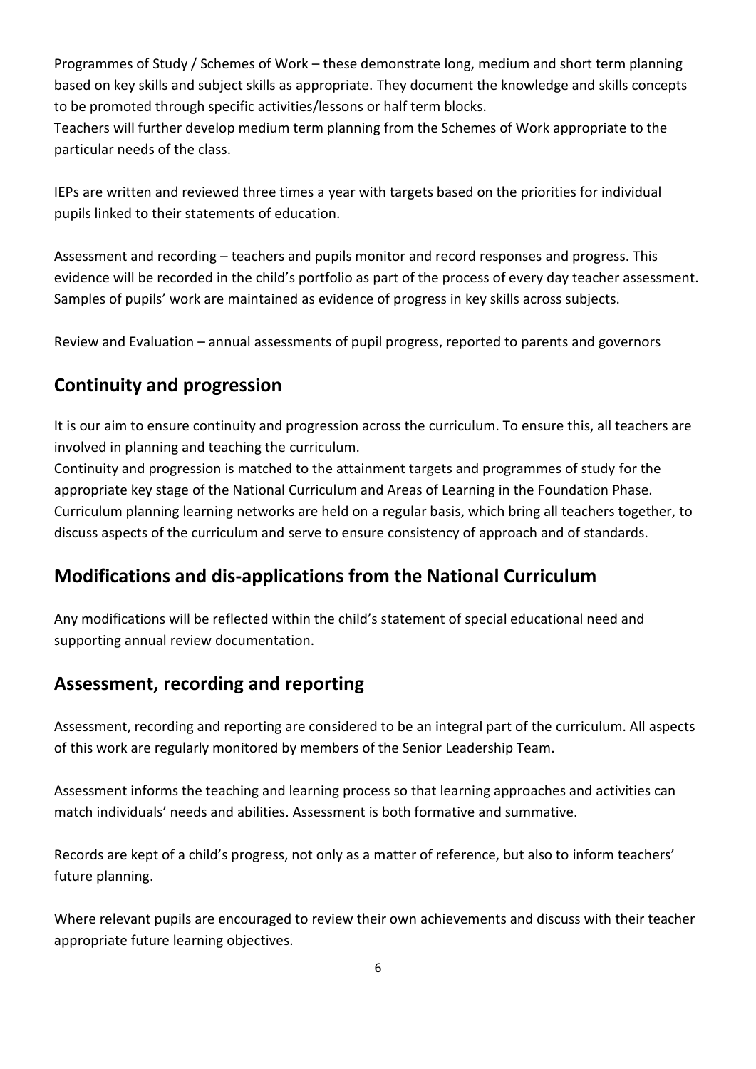Programmes of Study / Schemes of Work – these demonstrate long, medium and short term planning based on key skills and subject skills as appropriate. They document the knowledge and skills concepts to be promoted through specific activities/lessons or half term blocks.
Teachers will further develop medium term planning from the Schemes of Work appropriate to the particular needs of the class.

IEPs are written and reviewed three times a year with targets based on the priorities for individual pupils linked to their statements of education.

Assessment and recording – teachers and pupils monitor and record responses and progress. This evidence will be recorded in the child's portfolio as part of the process of every day teacher assessment. Samples of pupils' work are maintained as evidence of progress in key skills across subjects.

Review and Evaluation – annual assessments of pupil progress, reported to parents and governors

## Continuity and progression

It is our aim to ensure continuity and progression across the curriculum. To ensure this, all teachers are involved in planning and teaching the curriculum.
Continuity and progression is matched to the attainment targets and programmes of study for the appropriate key stage of the National Curriculum and Areas of Learning in the Foundation Phase. Curriculum planning learning networks are held on a regular basis, which bring all teachers together, to discuss aspects of the curriculum and serve to ensure consistency of approach and of standards.

## Modifications and dis-applications from the National Curriculum

Any modifications will be reflected within the child's statement of special educational need and supporting annual review documentation.

## Assessment, recording and reporting

Assessment, recording and reporting are considered to be an integral part of the curriculum. All aspects of this work are regularly monitored by members of the Senior Leadership Team.

Assessment informs the teaching and learning process so that learning approaches and activities can match individuals' needs and abilities. Assessment is both formative and summative.

Records are kept of a child's progress, not only as a matter of reference, but also to inform teachers' future planning.

Where relevant pupils are encouraged to review their own achievements and discuss with their teacher appropriate future learning objectives.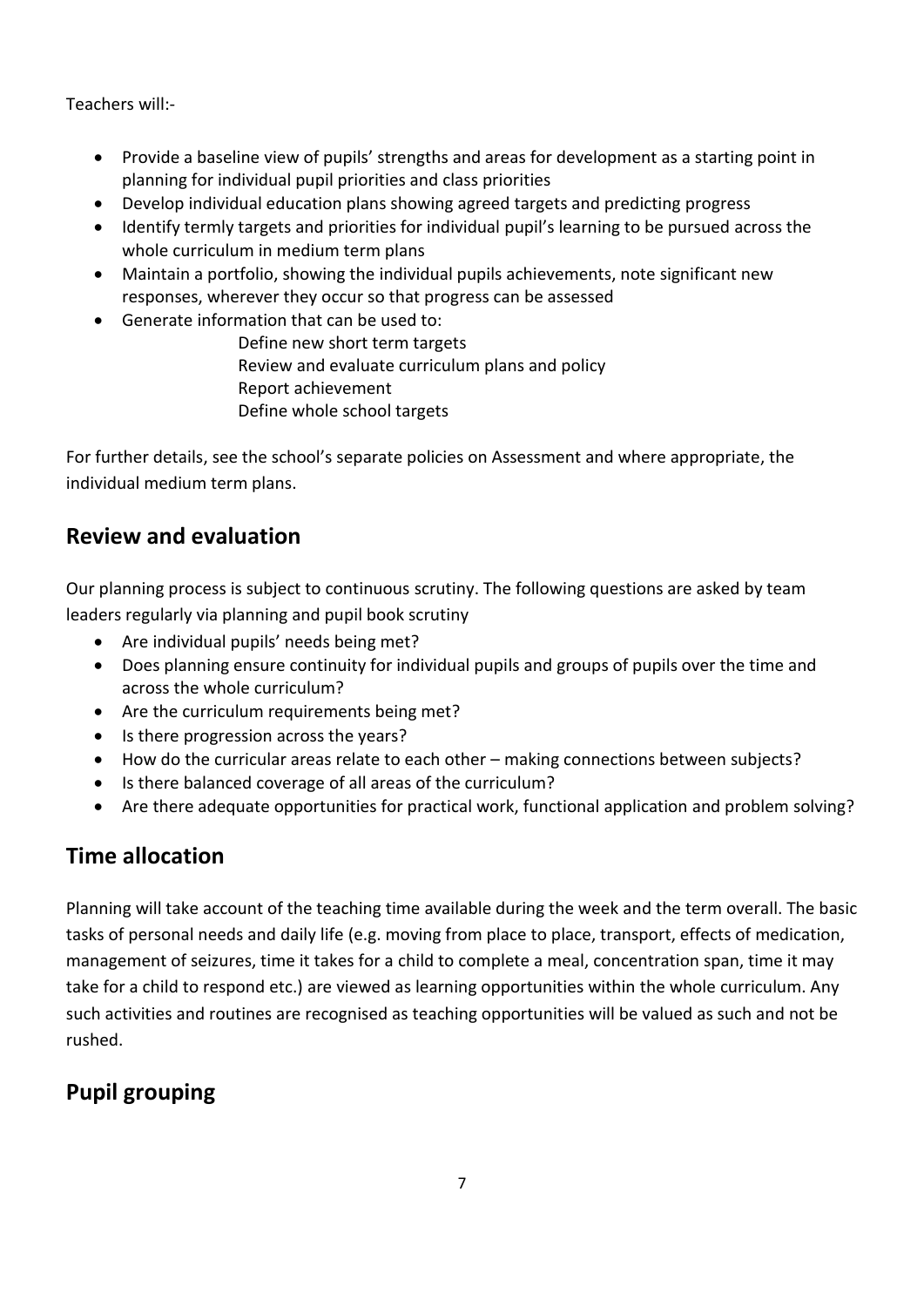Teachers will:-

- Provide a baseline view of pupils' strengths and areas for development as a starting point in planning for individual pupil priorities and class priorities
- Develop individual education plans showing agreed targets and predicting progress
- Identify termly targets and priorities for individual pupil's learning to be pursued across the whole curriculum in medium term plans
- Maintain a portfolio, showing the individual pupils achievements, note significant new responses, wherever they occur so that progress can be assessed
- Generate information that can be used to:
  - Define new short term targets
  - Review and evaluate curriculum plans and policy
  - Report achievement
  - Define whole school targets

For further details, see the school's separate policies on Assessment and where appropriate, the individual medium term plans.

## Review and evaluation

Our planning process is subject to continuous scrutiny. The following questions are asked by team leaders regularly via planning and pupil book scrutiny

- Are individual pupils' needs being met?
- Does planning ensure continuity for individual pupils and groups of pupils over the time and across the whole curriculum?
- Are the curriculum requirements being met?
- Is there progression across the years?
- How do the curricular areas relate to each other – making connections between subjects?
- Is there balanced coverage of all areas of the curriculum?
- Are there adequate opportunities for practical work, functional application and problem solving?

## Time allocation

Planning will take account of the teaching time available during the week and the term overall. The basic tasks of personal needs and daily life (e.g. moving from place to place, transport, effects of medication, management of seizures, time it takes for a child to complete a meal, concentration span, time it may take for a child to respond etc.) are viewed as learning opportunities within the whole curriculum. Any such activities and routines are recognised as teaching opportunities will be valued as such and not be rushed.

## Pupil grouping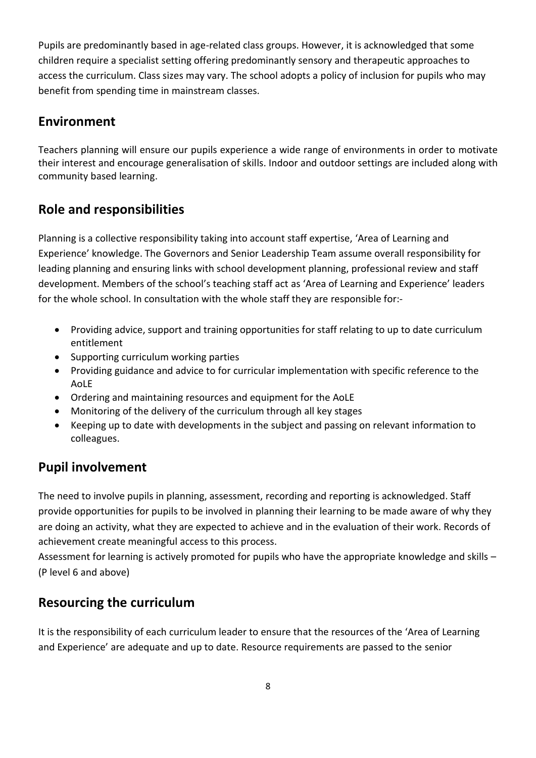Pupils are predominantly based in age-related class groups. However, it is acknowledged that some children require a specialist setting offering predominantly sensory and therapeutic approaches to access the curriculum. Class sizes may vary. The school adopts a policy of inclusion for pupils who may benefit from spending time in mainstream classes.

## Environment

Teachers planning will ensure our pupils experience a wide range of environments in order to motivate their interest and encourage generalisation of skills. Indoor and outdoor settings are included along with community based learning.

## Role and responsibilities

Planning is a collective responsibility taking into account staff expertise, 'Area of Learning and Experience' knowledge. The Governors and Senior Leadership Team assume overall responsibility for leading planning and ensuring links with school development planning, professional review and staff development. Members of the school's teaching staff act as 'Area of Learning and Experience' leaders for the whole school. In consultation with the whole staff they are responsible for:-

- Providing advice, support and training opportunities for staff relating to up to date curriculum entitlement
- Supporting curriculum working parties
- Providing guidance and advice to for curricular implementation with specific reference to the AoLE
- Ordering and maintaining resources and equipment for the AoLE
- Monitoring of the delivery of the curriculum through all key stages
- Keeping up to date with developments in the subject and passing on relevant information to colleagues.

## Pupil involvement

The need to involve pupils in planning, assessment, recording and reporting is acknowledged. Staff provide opportunities for pupils to be involved in planning their learning to be made aware of why they are doing an activity, what they are expected to achieve and in the evaluation of their work. Records of achievement create meaningful access to this process.
Assessment for learning is actively promoted for pupils who have the appropriate knowledge and skills – (P level 6 and above)

## Resourcing the curriculum

It is the responsibility of each curriculum leader to ensure that the resources of the 'Area of Learning and Experience' are adequate and up to date. Resource requirements are passed to the senior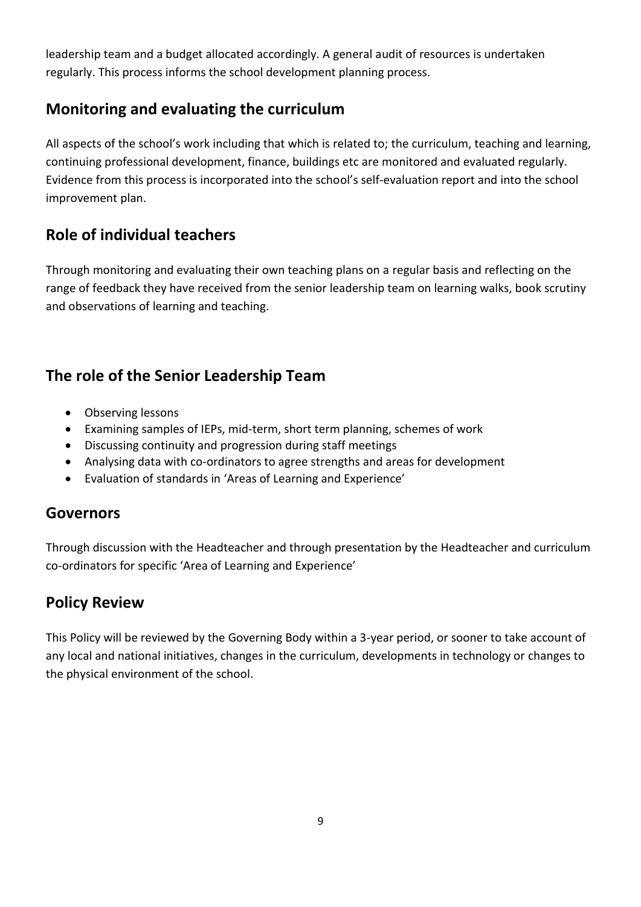leadership team and a budget allocated accordingly. A general audit of resources is undertaken regularly. This process informs the school development planning process.

## Monitoring and evaluating the curriculum

All aspects of the school's work including that which is related to; the curriculum, teaching and learning, continuing professional development, finance, buildings etc are monitored and evaluated regularly. Evidence from this process is incorporated into the school's self-evaluation report and into the school improvement plan.

## Role of individual teachers

Through monitoring and evaluating their own teaching plans on a regular basis and reflecting on the range of feedback they have received from the senior leadership team on learning walks, book scrutiny and observations of learning and teaching.

## The role of the Senior Leadership Team

- Observing lessons
- Examining samples of IEPs, mid-term, short term planning, schemes of work
- Discussing continuity and progression during staff meetings
- Analysing data with co-ordinators to agree strengths and areas for development
- Evaluation of standards in 'Areas of Learning and Experience'

## Governors

Through discussion with the Headteacher and through presentation by the Headteacher and curriculum co-ordinators for specific 'Area of Learning and Experience'

## Policy Review

This Policy will be reviewed by the Governing Body within a 3-year period, or sooner to take account of any local and national initiatives, changes in the curriculum, developments in technology or changes to the physical environment of the school.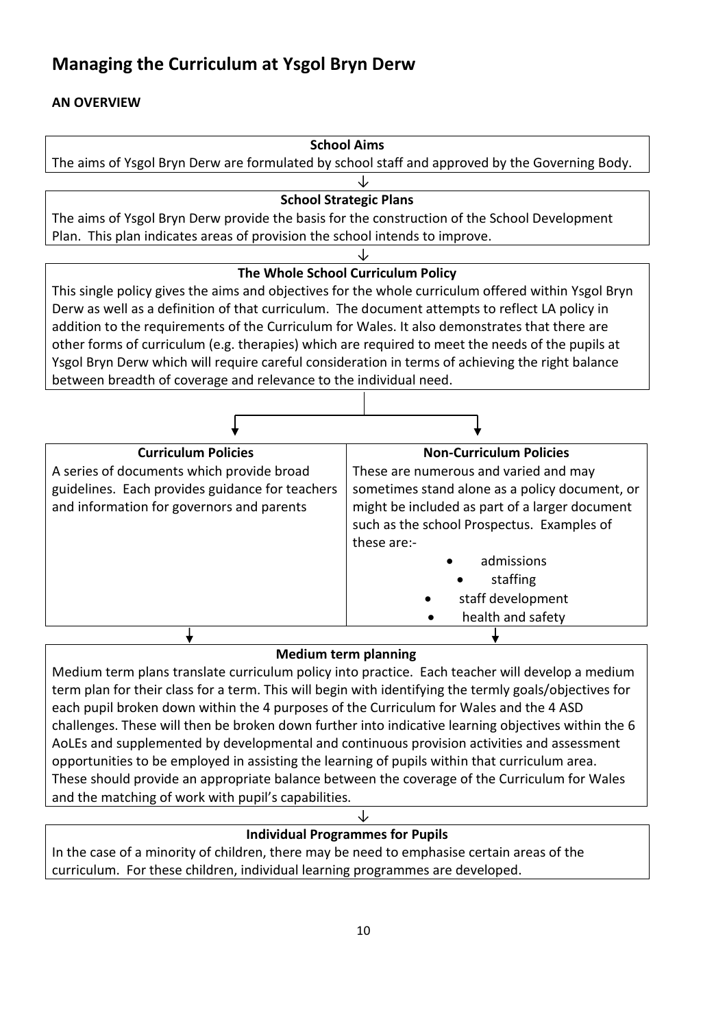## Managing the Curriculum at Ysgol Bryn Derw

**AN OVERVIEW**

**School Aims**

The aims of Ysgol Bryn Derw are formulated by school staff and approved by the Governing Body.

↓

**School Strategic Plans**

The aims of Ysgol Bryn Derw provide the basis for the construction of the School Development Plan. This plan indicates areas of provision the school intends to improve.

↓

**The Whole School Curriculum Policy**

This single policy gives the aims and objectives for the whole curriculum offered within Ysgol Bryn Derw as well as a definition of that curriculum. The document attempts to reflect LA policy in addition to the requirements of the Curriculum for Wales. It also demonstrates that there are other forms of curriculum (e.g. therapies) which are required to meet the needs of the pupils at Ysgol Bryn Derw which will require careful consideration in terms of achieving the right balance between breadth of coverage and relevance to the individual need.

| Curriculum Policies | Non-Curriculum Policies |
| --- | --- |
| A series of documents which provide broad guidelines. Each provides guidance for teachers and information for governors and parents | These are numerous and varied and may sometimes stand alone as a policy document, or might be included as part of a larger document such as the school Prospectus. Examples of these are:- <br>• admissions <br>• staffing <br>• staff development <br>• health and safety |

↓

**Medium term planning**

Medium term plans translate curriculum policy into practice. Each teacher will develop a medium term plan for their class for a term. This will begin with identifying the termly goals/objectives for each pupil broken down within the 4 purposes of the Curriculum for Wales and the 4 ASD challenges. These will then be broken down further into indicative learning objectives within the 6 AoLEs and supplemented by developmental and continuous provision activities and assessment opportunities to be employed in assisting the learning of pupils within that curriculum area. These should provide an appropriate balance between the coverage of the Curriculum for Wales and the matching of work with pupil's capabilities.

↓

**Individual Programmes for Pupils**

In the case of a minority of children, there may be need to emphasise certain areas of the curriculum. For these children, individual learning programmes are developed.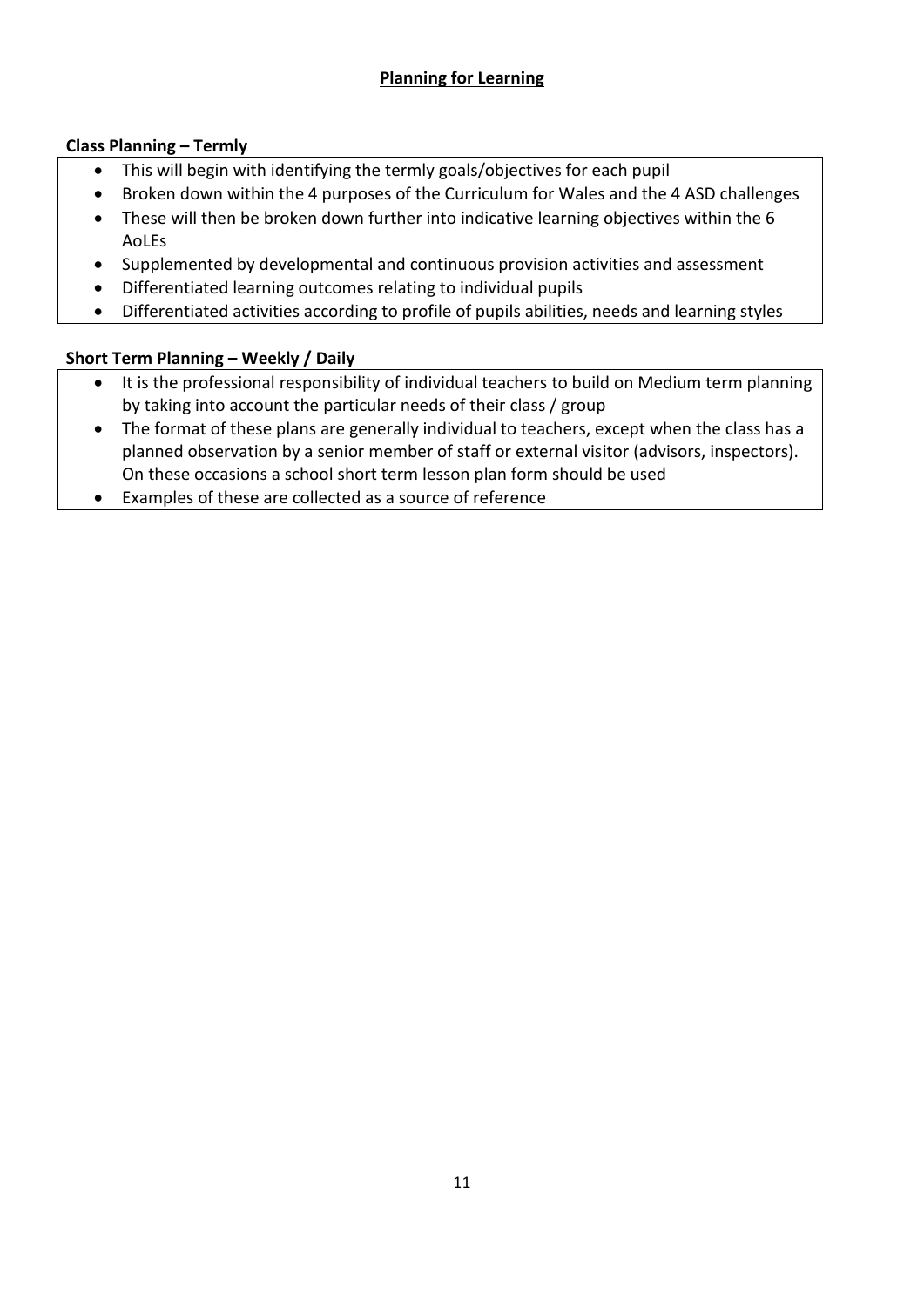## Planning for Learning

**Class Planning – Termly**

- This will begin with identifying the termly goals/objectives for each pupil
- Broken down within the 4 purposes of the Curriculum for Wales and the 4 ASD challenges
- These will then be broken down further into indicative learning objectives within the 6 AoLEs
- Supplemented by developmental and continuous provision activities and assessment
- Differentiated learning outcomes relating to individual pupils
- Differentiated activities according to profile of pupils abilities, needs and learning styles

**Short Term Planning – Weekly / Daily**

- It is the professional responsibility of individual teachers to build on Medium term planning by taking into account the particular needs of their class / group
- The format of these plans are generally individual to teachers, except when the class has a planned observation by a senior member of staff or external visitor (advisors, inspectors). On these occasions a school short term lesson plan form should be used
- Examples of these are collected as a source of reference